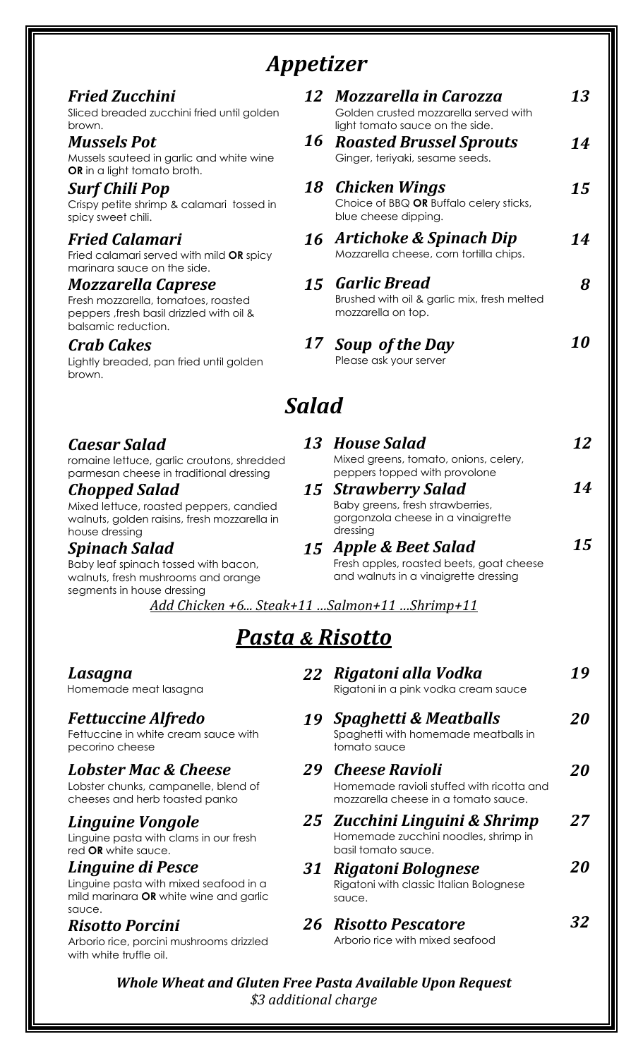# *Appetizer*

### *Fried Zucchini* — *12*
Sliced breaded zucchini fried until golden brown.

### *Mussels Pot* — *16*
Mussels sauteed in garlic and white wine **OR** in a light tomato broth.

### *Surf Chili Pop* — *18*
Crispy petite shrimp & calamari tossed in spicy sweet chili.

### *Fried Calamari* — *16*
Fried calamari served with mild **OR** spicy marinara sauce on the side.

### *Mozzarella Caprese* — *15*
Fresh mozzarella, tomatoes, roasted peppers ,fresh basil drizzled with oil & balsamic reduction.

### *Crab Cakes* — *17*
Lightly breaded, pan fried until golden brown.

### *Mozzarella in Carozza* — *13*
Golden crusted mozzarella served with light tomato sauce on the side.

### *Roasted Brussel Sprouts* — *14*
Ginger, teriyaki, sesame seeds.

### *Chicken Wings* — *15*
Choice of BBQ **OR** Buffalo celery sticks, blue cheese dipping.

### *Artichoke & Spinach Dip* — *14*
Mozzarella cheese, corn tortilla chips.

### *Garlic Bread* — *8*
Brushed with oil & garlic mix, fresh melted mozzarella on top.

### *Soup of the Day* — *10*
Please ask your server

# *Salad*

### *Caesar Salad* — *13*
romaine lettuce, garlic croutons, shredded parmesan cheese in traditional dressing

### *Chopped Salad* — *15*
Mixed lettuce, roasted peppers, candied walnuts, golden raisins, fresh mozzarella in house dressing

### *Spinach Salad* — *15*
Baby leaf spinach tossed with bacon, walnuts, fresh mushrooms and orange segments in house dressing

### *House Salad* — *12*
Mixed greens, tomato, onions, celery, peppers topped with provolone

### *Strawberry Salad* — *14*
Baby greens, fresh strawberries, gorgonzola cheese in a vinaigrette dressing

### *Apple & Beet Salad* — *15*
Fresh apples, roasted beets, goat cheese and walnuts in a vinaigrette dressing

*Add Chicken +6... Steak+11 ...Salmon+11 ...Shrimp+11*

# *Pasta & Risotto*

### *Lasagna* — *22*
Homemade meat lasagna

### *Fettuccine Alfredo* — *19*
Fettuccine in white cream sauce with pecorino cheese

### *Lobster Mac & Cheese* — *29*
Lobster chunks, campanelle, blend of cheeses and herb toasted panko

### *Linguine Vongole* — *25*
Linguine pasta with clams in our fresh red **OR** white sauce.

### *Linguine di Pesce* — *31*
Linguine pasta with mixed seafood in a mild marinara **OR** white wine and garlic sauce.

### *Risotto Porcini* — *26*
Arborio rice, porcini mushrooms drizzled with white truffle oil.

### *Rigatoni alla Vodka* — *19*
Rigatoni in a pink vodka cream sauce

### *Spaghetti & Meatballs* — *20*
Spaghetti with homemade meatballs in tomato sauce

### *Cheese Ravioli* — *20*
Homemade ravioli stuffed with ricotta and mozzarella cheese in a tomato sauce.

### *Zucchini Linguini & Shrimp* — *27*
Homemade zucchini noodles, shrimp in basil tomato sauce.

### *Rigatoni Bolognese* — *20*
Rigatoni with classic Italian Bolognese sauce.

### *Risotto Pescatore* — *32*
Arborio rice with mixed seafood

***Whole Wheat and Gluten Free Pasta Available Upon Request***

*$3 additional charge*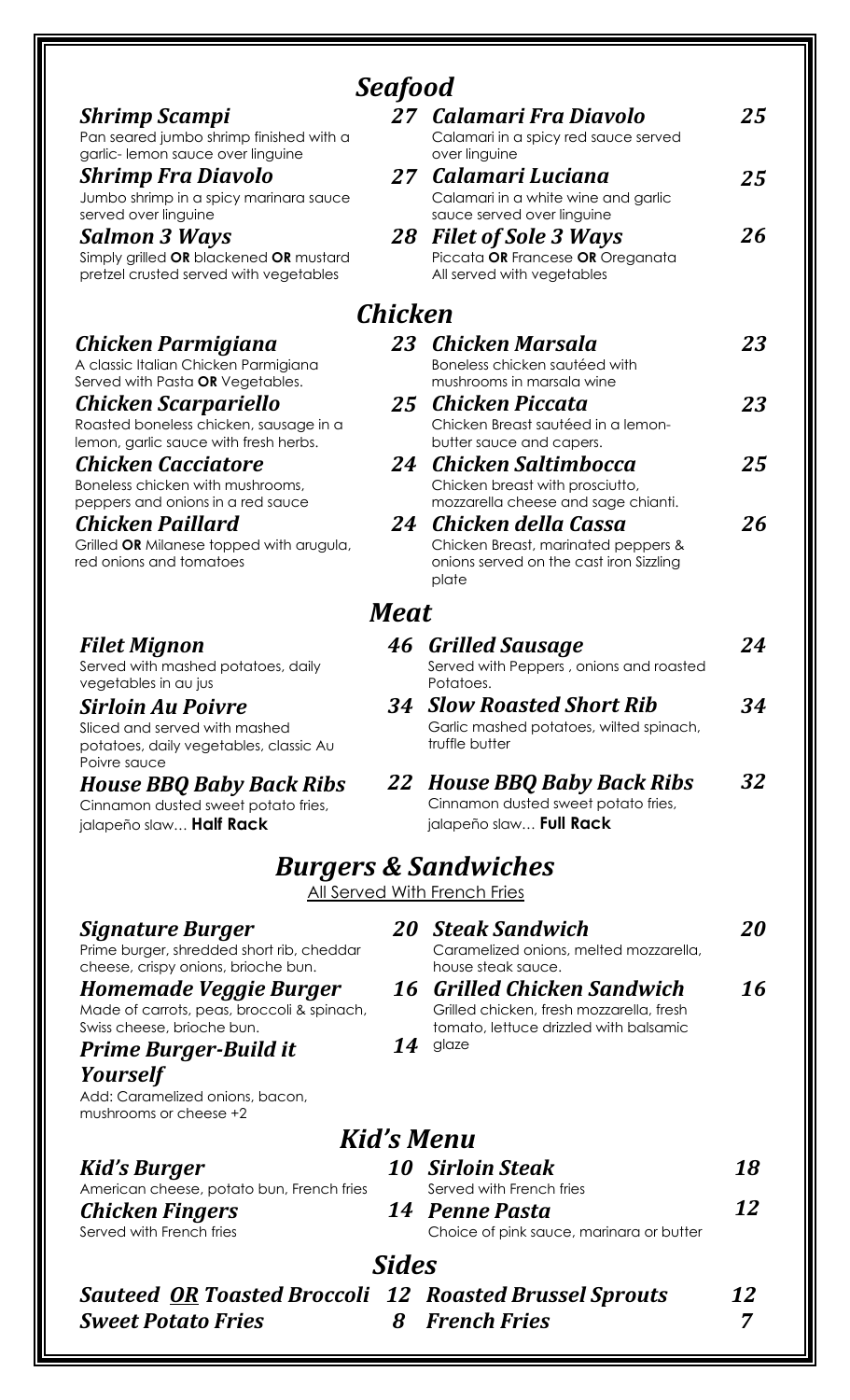## Seafood

***Shrimp Scampi*** **27**
Pan seared jumbo shrimp finished with a garlic- lemon sauce over linguine

***Shrimp Fra Diavolo*** **27**
Jumbo shrimp in a spicy marinara sauce served over linguine

***Salmon 3 Ways*** **28**
Simply grilled **OR** blackened **OR** mustard pretzel crusted served with vegetables

***Calamari Fra Diavolo*** **25**
Calamari in a spicy red sauce served over linguine

***Calamari Luciana*** **25**
Calamari in a white wine and garlic sauce served over linguine

***Filet of Sole 3 Ways*** **26**
Piccata **OR** Francese **OR** Oreganata
All served with vegetables

## Chicken

***Chicken Parmigiana*** **23**
A classic Italian Chicken Parmigiana
Served with Pasta **OR** Vegetables.

***Chicken Scarpariello*** **25**
Roasted boneless chicken, sausage in a lemon, garlic sauce with fresh herbs.

***Chicken Cacciatore*** **24**
Boneless chicken with mushrooms, peppers and onions in a red sauce

***Chicken Paillard*** **24**
Grilled **OR** Milanese topped with arugula, red onions and tomatoes

***Chicken Marsala*** **23**
Boneless chicken sautéed with mushrooms in marsala wine

***Chicken Piccata*** **23**
Chicken Breast sautéed in a lemon-butter sauce and capers.

***Chicken Saltimbocca*** **25**
Chicken breast with prosciutto, mozzarella cheese and sage chianti.

***Chicken della Cassa*** **26**
Chicken Breast, marinated peppers & onions served on the cast iron Sizzling plate

## Meat

***Filet Mignon*** **46**
Served with mashed potatoes, daily vegetables in au jus

***Sirloin Au Poivre*** **34**
Sliced and served with mashed potatoes, daily vegetables, classic Au Poivre sauce

***House BBQ Baby Back Ribs*** **22**
Cinnamon dusted sweet potato fries, jalapeño slaw… **Half Rack**

***Grilled Sausage*** **24**
Served with Peppers , onions and roasted Potatoes.

***Slow Roasted Short Rib*** **34**
Garlic mashed potatoes, wilted spinach, truffle butter

***House BBQ Baby Back Ribs*** **32**
Cinnamon dusted sweet potato fries, jalapeño slaw… **Full Rack**

## Burgers & Sandwiches

All Served With French Fries

***Signature Burger*** **20**
Prime burger, shredded short rib, cheddar cheese, crispy onions, brioche bun.

***Homemade Veggie Burger*** **16**
Made of carrots, peas, broccoli & spinach, Swiss cheese, brioche bun.

***Prime Burger-Build it Yourself*** **14**
Add: Caramelized onions, bacon, mushrooms or cheese +2

***Steak Sandwich*** **20**
Caramelized onions, melted mozzarella, house steak sauce.

***Grilled Chicken Sandwich*** **16**
Grilled chicken, fresh mozzarella, fresh tomato, lettuce drizzled with balsamic glaze

## Kid's Menu

***Kid's Burger*** **10**
American cheese, potato bun, French fries

***Chicken Fingers*** **14**
Served with French fries

***Sirloin Steak*** **18**
Served with French fries

***Penne Pasta*** **12**
Choice of pink sauce, marinara or butter

## Sides

***Sauteed OR Toasted Broccoli*** **12**

***Sweet Potato Fries*** **8**

***Roasted Brussel Sprouts*** **12**

***French Fries*** **7**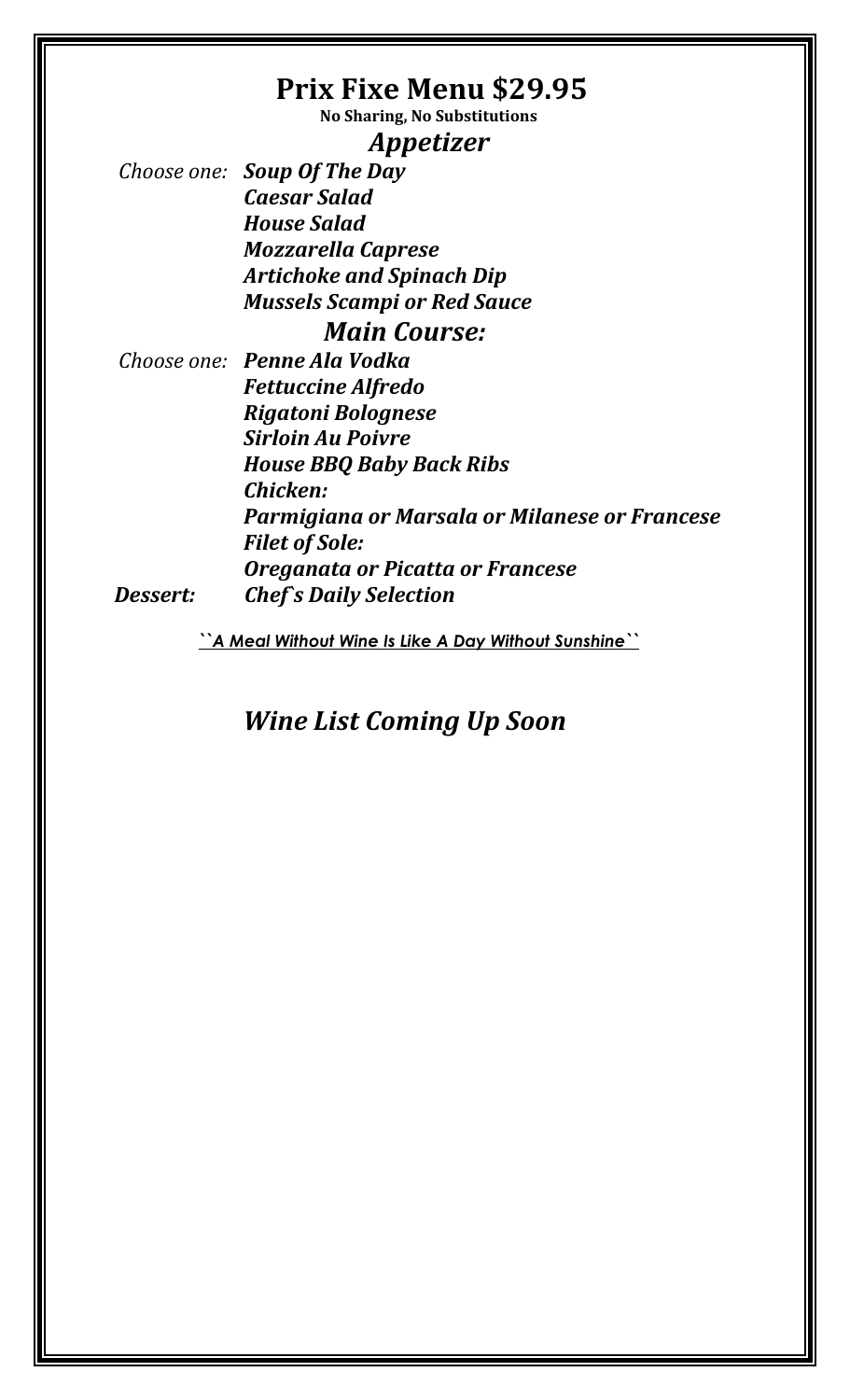# Prix Fixe Menu $29.95

**No Sharing, No Substitutions**

## *Appetizer*

*Choose one:* ***Soup Of The Day***
***Caesar Salad***
***House Salad***
***Mozzarella Caprese***
***Artichoke and Spinach Dip***
***Mussels Scampi or Red Sauce***

## *Main Course:*

*Choose one:* ***Penne Ala Vodka***
***Fettuccine Alfredo***
***Rigatoni Bolognese***
***Sirloin Au Poivre***
***House BBQ Baby Back Ribs***
***Chicken:***
***Parmigiana or Marsala or Milanese or Francese***
***Filet of Sole:***
***Oreganata or Picatta or Francese***

***Dessert:*** ***Chef`s Daily Selection***

***``A Meal Without Wine Is Like A Day Without Sunshine``***

## *Wine List Coming Up Soon*